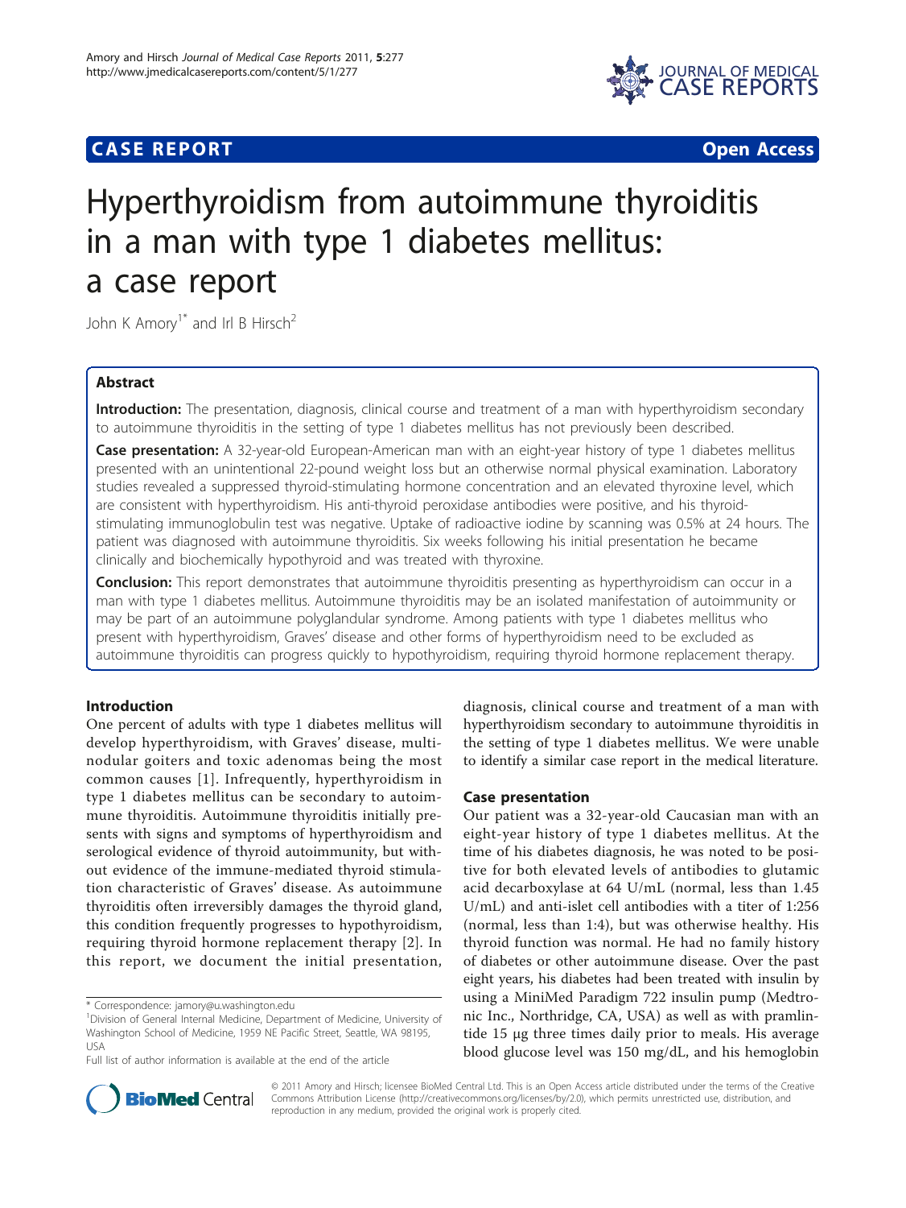**CASE REPORT** **Open Access**

# Hyperthyroidism from autoimmune thyroiditis in a man with type 1 diabetes mellitus: a case report

John K Amory[1*] and Irl B Hirsch[2]

## Abstract

**Introduction:** The presentation, diagnosis, clinical course and treatment of a man with hyperthyroidism secondary to autoimmune thyroiditis in the setting of type 1 diabetes mellitus has not previously been described.

**Case presentation:** A 32-year-old European-American man with an eight-year history of type 1 diabetes mellitus presented with an unintentional 22-pound weight loss but an otherwise normal physical examination. Laboratory studies revealed a suppressed thyroid-stimulating hormone concentration and an elevated thyroxine level, which are consistent with hyperthyroidism. His anti-thyroid peroxidase antibodies were positive, and his thyroid-stimulating immunoglobulin test was negative. Uptake of radioactive iodine by scanning was 0.5% at 24 hours. The patient was diagnosed with autoimmune thyroiditis. Six weeks following his initial presentation he became clinically and biochemically hypothyroid and was treated with thyroxine.

**Conclusion:** This report demonstrates that autoimmune thyroiditis presenting as hyperthyroidism can occur in a man with type 1 diabetes mellitus. Autoimmune thyroiditis may be an isolated manifestation of autoimmunity or may be part of an autoimmune polyglandular syndrome. Among patients with type 1 diabetes mellitus who present with hyperthyroidism, Graves' disease and other forms of hyperthyroidism need to be excluded as autoimmune thyroiditis can progress quickly to hypothyroidism, requiring thyroid hormone replacement therapy.

## Introduction

One percent of adults with type 1 diabetes mellitus will develop hyperthyroidism, with Graves' disease, multinodular goiters and toxic adenomas being the most common causes [1]. Infrequently, hyperthyroidism in type 1 diabetes mellitus can be secondary to autoimmune thyroiditis. Autoimmune thyroiditis initially presents with signs and symptoms of hyperthyroidism and serological evidence of thyroid autoimmunity, but without evidence of the immune-mediated thyroid stimulation characteristic of Graves' disease. As autoimmune thyroiditis often irreversibly damages the thyroid gland, this condition frequently progresses to hypothyroidism, requiring thyroid hormone replacement therapy [2]. In this report, we document the initial presentation, diagnosis, clinical course and treatment of a man with hyperthyroidism secondary to autoimmune thyroiditis in the setting of type 1 diabetes mellitus. We were unable to identify a similar case report in the medical literature.

## Case presentation

Our patient was a 32-year-old Caucasian man with an eight-year history of type 1 diabetes mellitus. At the time of his diabetes diagnosis, he was noted to be positive for both elevated levels of antibodies to glutamic acid decarboxylase at 64 U/mL (normal, less than 1.45 U/mL) and anti-islet cell antibodies with a titer of 1:256 (normal, less than 1:4), but was otherwise healthy. His thyroid function was normal. He had no family history of diabetes or other autoimmune disease. Over the past eight years, his diabetes had been treated with insulin by using a MiniMed Paradigm 722 insulin pump (Medtronic Inc., Northridge, CA, USA) as well as with pramlintide 15 μg three times daily prior to meals. His average blood glucose level was 150 mg/dL, and his hemoglobin

\* Correspondence: jamory@u.washington.edu
[1]Division of General Internal Medicine, Department of Medicine, University of Washington School of Medicine, 1959 NE Pacific Street, Seattle, WA 98195, USA
Full list of author information is available at the end of the article

© 2011 Amory and Hirsch; licensee BioMed Central Ltd. This is an Open Access article distributed under the terms of the Creative Commons Attribution License (http://creativecommons.org/licenses/by/2.0), which permits unrestricted use, distribution, and reproduction in any medium, provided the original work is properly cited.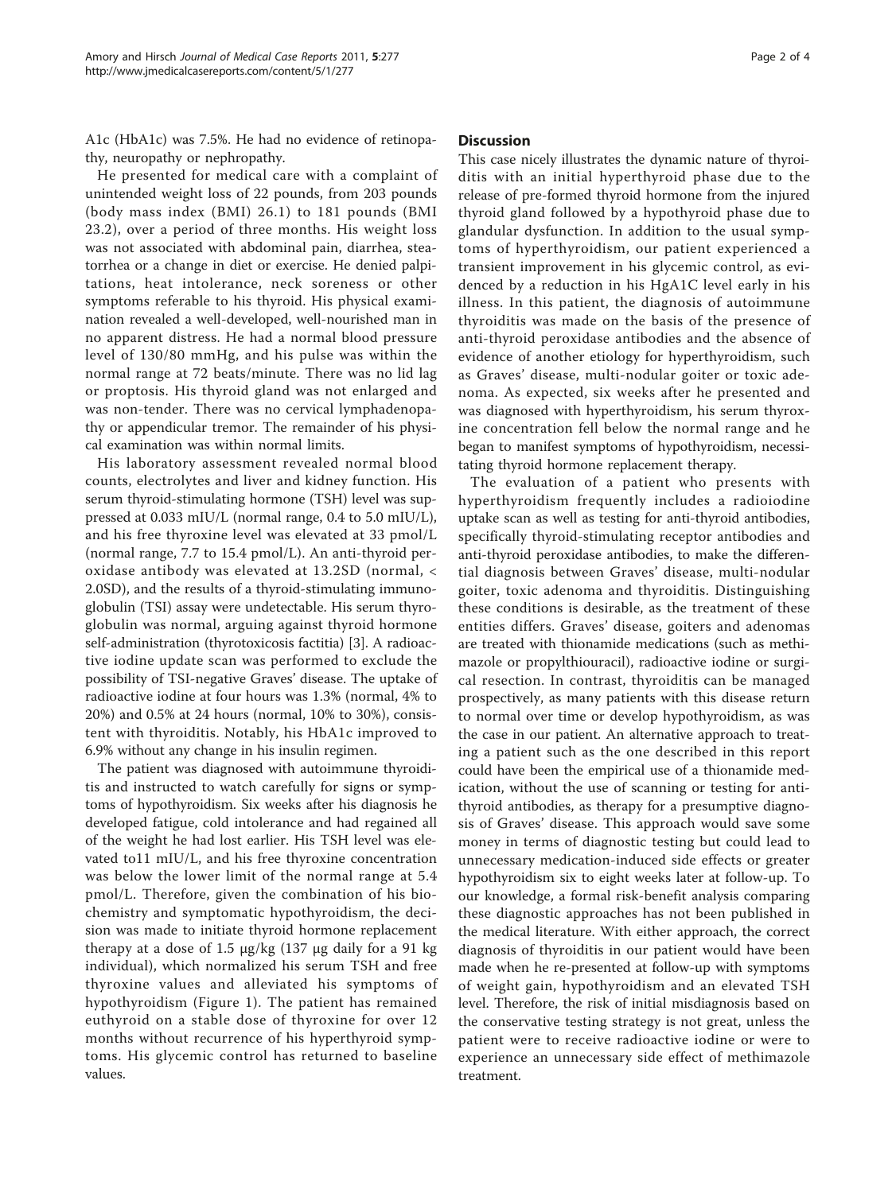A1c (HbA1c) was 7.5%. He had no evidence of retinopathy, neuropathy or nephropathy.

He presented for medical care with a complaint of unintended weight loss of 22 pounds, from 203 pounds (body mass index (BMI) 26.1) to 181 pounds (BMI 23.2), over a period of three months. His weight loss was not associated with abdominal pain, diarrhea, steatorrhea or a change in diet or exercise. He denied palpitations, heat intolerance, neck soreness or other symptoms referable to his thyroid. His physical examination revealed a well-developed, well-nourished man in no apparent distress. He had a normal blood pressure level of 130/80 mmHg, and his pulse was within the normal range at 72 beats/minute. There was no lid lag or proptosis. His thyroid gland was not enlarged and was non-tender. There was no cervical lymphadenopathy or appendicular tremor. The remainder of his physical examination was within normal limits.

His laboratory assessment revealed normal blood counts, electrolytes and liver and kidney function. His serum thyroid-stimulating hormone (TSH) level was suppressed at 0.033 mIU/L (normal range, 0.4 to 5.0 mIU/L), and his free thyroxine level was elevated at 33 pmol/L (normal range, 7.7 to 15.4 pmol/L). An anti-thyroid peroxidase antibody was elevated at 13.2SD (normal, < 2.0SD), and the results of a thyroid-stimulating immunoglobulin (TSI) assay were undetectable. His serum thyroglobulin was normal, arguing against thyroid hormone self-administration (thyrotoxicosis factitia) [3]. A radioactive iodine update scan was performed to exclude the possibility of TSI-negative Graves' disease. The uptake of radioactive iodine at four hours was 1.3% (normal, 4% to 20%) and 0.5% at 24 hours (normal, 10% to 30%), consistent with thyroiditis. Notably, his HbA1c improved to 6.9% without any change in his insulin regimen.

The patient was diagnosed with autoimmune thyroiditis and instructed to watch carefully for signs or symptoms of hypothyroidism. Six weeks after his diagnosis he developed fatigue, cold intolerance and had regained all of the weight he had lost earlier. His TSH level was elevated to11 mIU/L, and his free thyroxine concentration was below the lower limit of the normal range at 5.4 pmol/L. Therefore, given the combination of his biochemistry and symptomatic hypothyroidism, the decision was made to initiate thyroid hormone replacement therapy at a dose of 1.5 μg/kg (137 μg daily for a 91 kg individual), which normalized his serum TSH and free thyroxine values and alleviated his symptoms of hypothyroidism (Figure 1). The patient has remained euthyroid on a stable dose of thyroxine for over 12 months without recurrence of his hyperthyroid symptoms. His glycemic control has returned to baseline values.

## Discussion

This case nicely illustrates the dynamic nature of thyroiditis with an initial hyperthyroid phase due to the release of pre-formed thyroid hormone from the injured thyroid gland followed by a hypothyroid phase due to glandular dysfunction. In addition to the usual symptoms of hyperthyroidism, our patient experienced a transient improvement in his glycemic control, as evidenced by a reduction in his HgA1C level early in his illness. In this patient, the diagnosis of autoimmune thyroiditis was made on the basis of the presence of anti-thyroid peroxidase antibodies and the absence of evidence of another etiology for hyperthyroidism, such as Graves' disease, multi-nodular goiter or toxic adenoma. As expected, six weeks after he presented and was diagnosed with hyperthyroidism, his serum thyroxine concentration fell below the normal range and he began to manifest symptoms of hypothyroidism, necessitating thyroid hormone replacement therapy.

The evaluation of a patient who presents with hyperthyroidism frequently includes a radioiodine uptake scan as well as testing for anti-thyroid antibodies, specifically thyroid-stimulating receptor antibodies and anti-thyroid peroxidase antibodies, to make the differential diagnosis between Graves' disease, multi-nodular goiter, toxic adenoma and thyroiditis. Distinguishing these conditions is desirable, as the treatment of these entities differs. Graves' disease, goiters and adenomas are treated with thionamide medications (such as methimazole or propylthiouracil), radioactive iodine or surgical resection. In contrast, thyroiditis can be managed prospectively, as many patients with this disease return to normal over time or develop hypothyroidism, as was the case in our patient. An alternative approach to treating a patient such as the one described in this report could have been the empirical use of a thionamide medication, without the use of scanning or testing for anti-thyroid antibodies, as therapy for a presumptive diagnosis of Graves' disease. This approach would save some money in terms of diagnostic testing but could lead to unnecessary medication-induced side effects or greater hypothyroidism six to eight weeks later at follow-up. To our knowledge, a formal risk-benefit analysis comparing these diagnostic approaches has not been published in the medical literature. With either approach, the correct diagnosis of thyroiditis in our patient would have been made when he re-presented at follow-up with symptoms of weight gain, hypothyroidism and an elevated TSH level. Therefore, the risk of initial misdiagnosis based on the conservative testing strategy is not great, unless the patient were to receive radioactive iodine or were to experience an unnecessary side effect of methimazole treatment.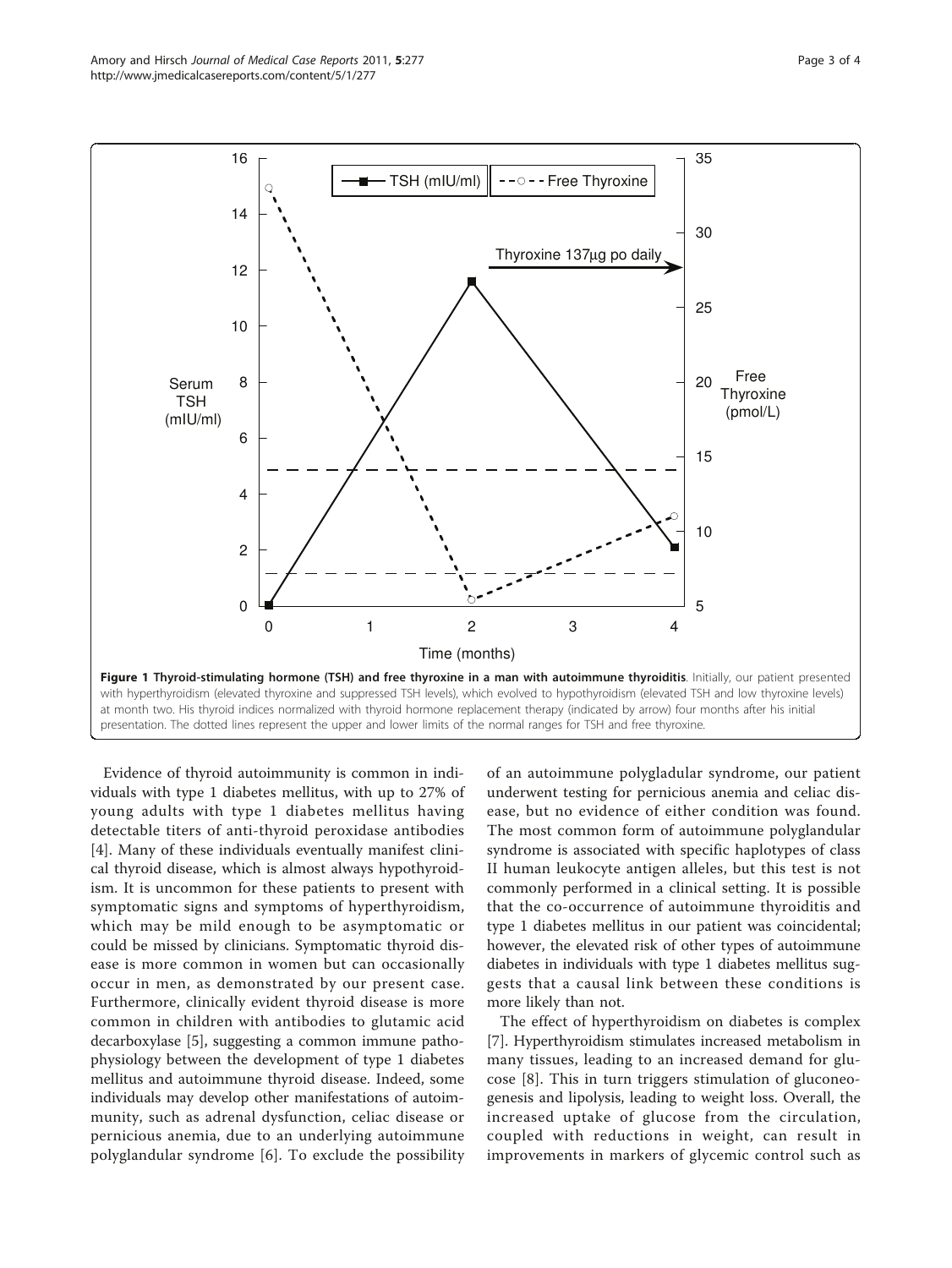TSH (mIU/ml)

Free Thyroxine

Thyroxine 137μg po daily

Serum TSH (mIU/ml)

Free Thyroxine (pmol/L)

16
14
12
10
8
6
4
2
0

35
30
25
20
15
10
5

0 1 2 3 4

Time (months)

**Figure 1 Thyroid-stimulating hormone (TSH) and free thyroxine in a man with autoimmune thyroiditis**. Initially, our patient presented with hyperthyroidism (elevated thyroxine and suppressed TSH levels), which evolved to hypothyroidism (elevated TSH and low thyroxine levels) at month two. His thyroid indices normalized with thyroid hormone replacement therapy (indicated by arrow) four months after his initial presentation. The dotted lines represent the upper and lower limits of the normal ranges for TSH and free thyroxine.

Evidence of thyroid autoimmunity is common in individuals with type 1 diabetes mellitus, with up to 27% of young adults with type 1 diabetes mellitus having detectable titers of anti-thyroid peroxidase antibodies [4]. Many of these individuals eventually manifest clinical thyroid disease, which is almost always hypothyroidism. It is uncommon for these patients to present with symptomatic signs and symptoms of hyperthyroidism, which may be mild enough to be asymptomatic or could be missed by clinicians. Symptomatic thyroid disease is more common in women but can occasionally occur in men, as demonstrated by our present case. Furthermore, clinically evident thyroid disease is more common in children with antibodies to glutamic acid decarboxylase [5], suggesting a common immune pathophysiology between the development of type 1 diabetes mellitus and autoimmune thyroid disease. Indeed, some individuals may develop other manifestations of autoimmunity, such as adrenal dysfunction, celiac disease or pernicious anemia, due to an underlying autoimmune polyglandular syndrome [6]. To exclude the possibility of an autoimmune polygladular syndrome, our patient underwent testing for pernicious anemia and celiac disease, but no evidence of either condition was found. The most common form of autoimmune polyglandular syndrome is associated with specific haplotypes of class II human leukocyte antigen alleles, but this test is not commonly performed in a clinical setting. It is possible that the co-occurrence of autoimmune thyroiditis and type 1 diabetes mellitus in our patient was coincidental; however, the elevated risk of other types of autoimmune diabetes in individuals with type 1 diabetes mellitus suggests that a causal link between these conditions is more likely than not.

The effect of hyperthyroidism on diabetes is complex [7]. Hyperthyroidism stimulates increased metabolism in many tissues, leading to an increased demand for glucose [8]. This in turn triggers stimulation of gluconeogenesis and lipolysis, leading to weight loss. Overall, the increased uptake of glucose from the circulation, coupled with reductions in weight, can result in improvements in markers of glycemic control such as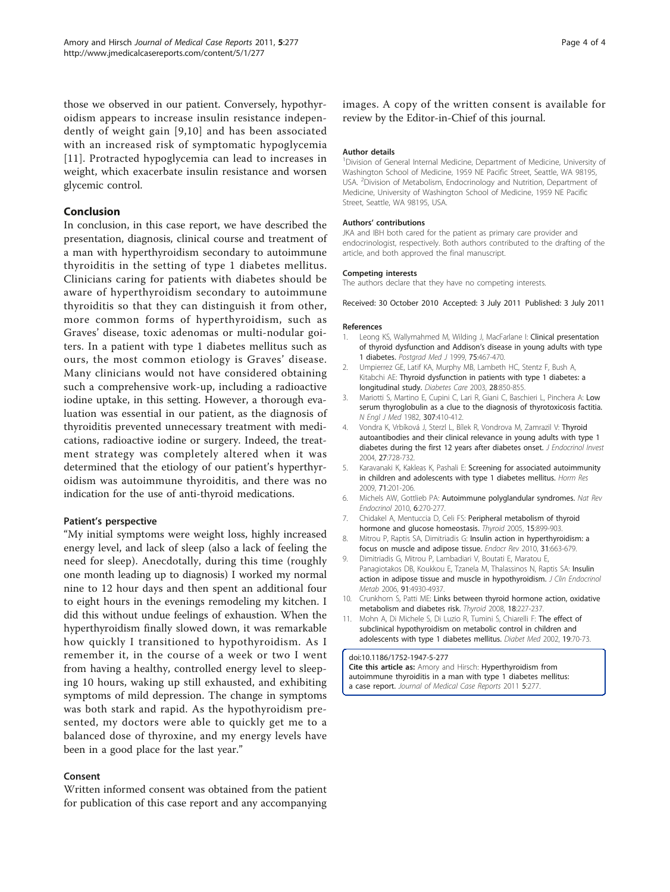those we observed in our patient. Conversely, hypothyroidism appears to increase insulin resistance independently of weight gain [9,10] and has been associated with an increased risk of symptomatic hypoglycemia [11]. Protracted hypoglycemia can lead to increases in weight, which exacerbate insulin resistance and worsen glycemic control.

## Conclusion

In conclusion, in this case report, we have described the presentation, diagnosis, clinical course and treatment of a man with hyperthyroidism secondary to autoimmune thyroiditis in the setting of type 1 diabetes mellitus. Clinicians caring for patients with diabetes should be aware of hyperthyroidism secondary to autoimmune thyroiditis so that they can distinguish it from other, more common forms of hyperthyroidism, such as Graves' disease, toxic adenomas or multi-nodular goiters. In a patient with type 1 diabetes mellitus such as ours, the most common etiology is Graves' disease. Many clinicians would not have considered obtaining such a comprehensive work-up, including a radioactive iodine uptake, in this setting. However, a thorough evaluation was essential in our patient, as the diagnosis of thyroiditis prevented unnecessary treatment with medications, radioactive iodine or surgery. Indeed, the treatment strategy was completely altered when it was determined that the etiology of our patient's hyperthyroidism was autoimmune thyroiditis, and there was no indication for the use of anti-thyroid medications.

### Patient's perspective

"My initial symptoms were weight loss, highly increased energy level, and lack of sleep (also a lack of feeling the need for sleep). Anecdotally, during this time (roughly one month leading up to diagnosis) I worked my normal nine to 12 hour days and then spent an additional four to eight hours in the evenings remodeling my kitchen. I did this without undue feelings of exhaustion. When the hyperthyroidism finally slowed down, it was remarkable how quickly I transitioned to hypothyroidism. As I remember it, in the course of a week or two I went from having a healthy, controlled energy level to sleeping 10 hours, waking up still exhausted, and exhibiting symptoms of mild depression. The change in symptoms was both stark and rapid. As the hypothyroidism presented, my doctors were able to quickly get me to a balanced dose of thyroxine, and my energy levels have been in a good place for the last year."

### Consent

Written informed consent was obtained from the patient for publication of this case report and any accompanying images. A copy of the written consent is available for review by the Editor-in-Chief of this journal.

#### Author details

[1]Division of General Internal Medicine, Department of Medicine, University of Washington School of Medicine, 1959 NE Pacific Street, Seattle, WA 98195, USA. [2]Division of Metabolism, Endocrinology and Nutrition, Department of Medicine, University of Washington School of Medicine, 1959 NE Pacific Street, Seattle, WA 98195, USA.

#### Authors' contributions

JKA and IBH both cared for the patient as primary care provider and endocrinologist, respectively. Both authors contributed to the drafting of the article, and both approved the final manuscript.

#### Competing interests

The authors declare that they have no competing interests.

Received: 30 October 2010 Accepted: 3 July 2011 Published: 3 July 2011

#### References

1. Leong KS, Wallymahmed M, Wilding J, MacFarlane I: **Clinical presentation of thyroid dysfunction and Addison's disease in young adults with type 1 diabetes.** *Postgrad Med J* 1999, **75**:467-470.
2. Umpierrez GE, Latif KA, Murphy MB, Lambeth HC, Stentz F, Bush A, Kitabchi AE: **Thyroid dysfunction in patients with type 1 diabetes: a longitudinal study.** *Diabetes Care* 2003, **28**:850-855.
3. Mariotti S, Martino E, Cupini C, Lari R, Giani C, Baschieri L, Pinchera A: **Low serum thyroglobulin as a clue to the diagnosis of thyrotoxicosis factitia.** *N Engl J Med* 1982, **307**:410-412.
4. Vondra K, Vrbíková J, Sterzl L, Bílek R, Vondrova M, Zamrazil V: **Thyroid autoantibodies and their clinical relevance in young adults with type 1 diabetes during the first 12 years after diabetes onset.** *J Endocrinol Invest* 2004, **27**:728-732.
5. Karavanaki K, Kakleas K, Pashali E: **Screening for associated autoimmunity in children and adolescents with type 1 diabetes mellitus.** *Horm Res* 2009, **71**:201-206.
6. Michels AW, Gottlieb PA: **Autoimmune polyglandular syndromes.** *Nat Rev Endocrinol* 2010, **6**:270-277.
7. Chidakel A, Mentuccia D, Celi FS: **Peripheral metabolism of thyroid hormone and glucose homeostasis.** *Thyroid* 2005, **15**:899-903.
8. Mitrou P, Raptis SA, Dimitriadis G: **Insulin action in hyperthyroidism: a focus on muscle and adipose tissue.** *Endocr Rev* 2010, **31**:663-679.
9. Dimitriadis G, Mitrou P, Lambadiari V, Boutati E, Maratou E, Panagiotakos DB, Koukkou E, Tzanela M, Thalassinos N, Raptis SA: **Insulin action in adipose tissue and muscle in hypothyroidism.** *J Clin Endocrinol Metab* 2006, **91**:4930-4937.
10. Crunkhorn S, Patti ME: **Links between thyroid hormone action, oxidative metabolism and diabetes risk.** *Thyroid* 2008, **18**:227-237.
11. Mohn A, Di Michele S, Di Luzio R, Tumini S, Chiarelli F: **The effect of subclinical hypothyroidism on metabolic control in children and adolescents with type 1 diabetes mellitus.** *Diabet Med* 2002, **19**:70-73.

doi:10.1186/1752-1947-5-277

**Cite this article as:** Amory and Hirsch: Hyperthyroidism from autoimmune thyroiditis in a man with type 1 diabetes mellitus: a case report. *Journal of Medical Case Reports* 2011 **5**:277.